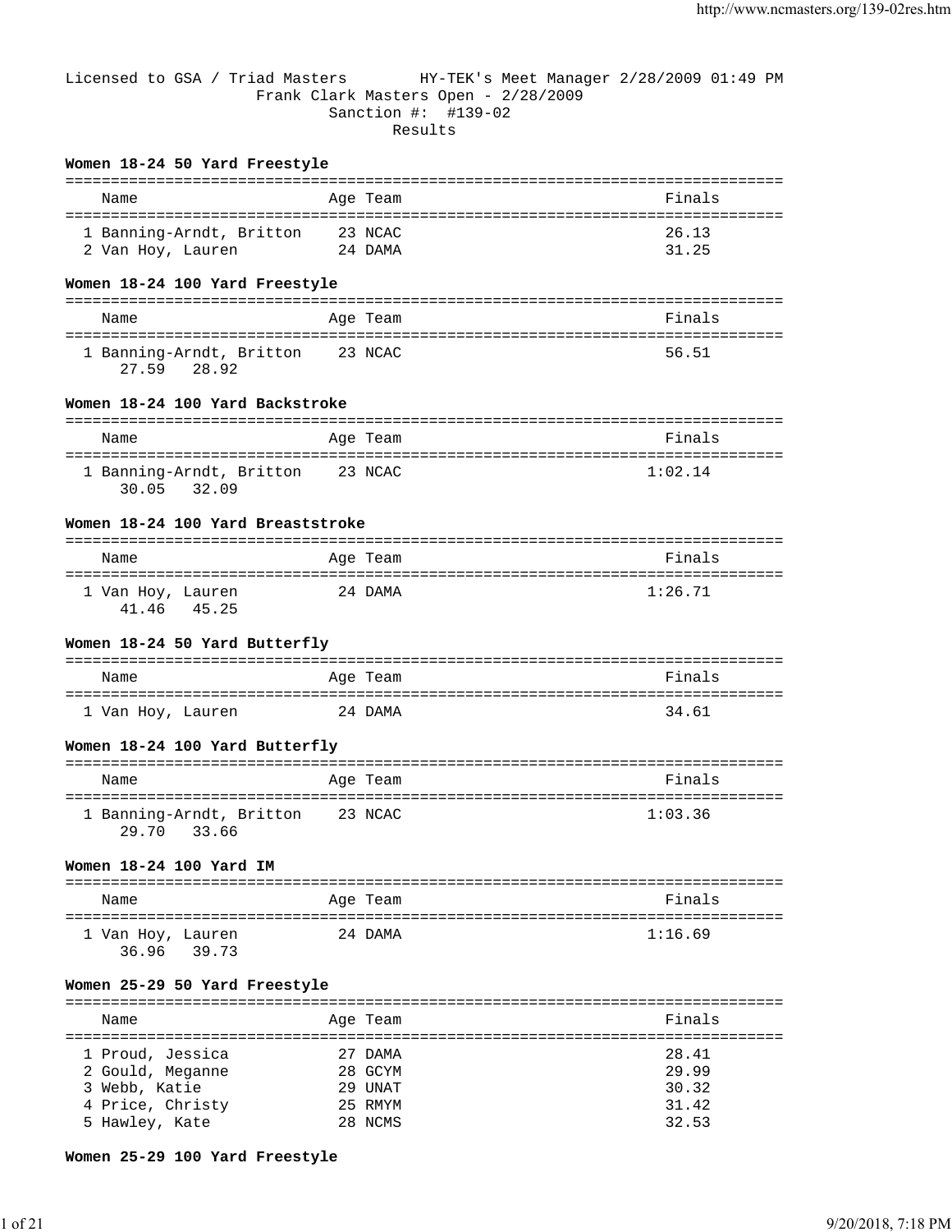Licensed to GSA / Triad Masters HY-TEK's Meet Manager 2/28/2009 01:49 PM

Frank Clark Masters Open - 2/28/2009

Sanction #: #139-02

Results

**Women 18-24 50 Yard Freestyle**

| | Name | Age | Team | Finals |
|---|---|---|---|---|
| 1 | Banning-Arndt, Britton | 23 | NCAC | 26.13 |
| 2 | Van Hoy, Lauren | 24 | DAMA | 31.25 |

**Women 18-24 100 Yard Freestyle**

| | Name | Age | Team | Finals |
|---|---|---|---|---|
| 1 | Banning-Arndt, Britton | 23 | NCAC | 56.51 |
| | 27.59 28.92 | | | |

**Women 18-24 100 Yard Backstroke**

| | Name | Age | Team | Finals |
|---|---|---|---|---|
| 1 | Banning-Arndt, Britton | 23 | NCAC | 1:02.14 |
| | 30.05 32.09 | | | |

**Women 18-24 100 Yard Breaststroke**

| | Name | Age | Team | Finals |
|---|---|---|---|---|
| 1 | Van Hoy, Lauren | 24 | DAMA | 1:26.71 |
| | 41.46 45.25 | | | |

**Women 18-24 50 Yard Butterfly**

| | Name | Age | Team | Finals |
|---|---|---|---|---|
| 1 | Van Hoy, Lauren | 24 | DAMA | 34.61 |

**Women 18-24 100 Yard Butterfly**

| | Name | Age | Team | Finals |
|---|---|---|---|---|
| 1 | Banning-Arndt, Britton | 23 | NCAC | 1:03.36 |
| | 29.70 33.66 | | | |

**Women 18-24 100 Yard IM**

| | Name | Age | Team | Finals |
|---|---|---|---|---|
| 1 | Van Hoy, Lauren | 24 | DAMA | 1:16.69 |
| | 36.96 39.73 | | | |

**Women 25-29 50 Yard Freestyle**

| | Name | Age | Team | Finals |
|---|---|---|---|---|
| 1 | Proud, Jessica | 27 | DAMA | 28.41 |
| 2 | Gould, Meganne | 28 | GCYM | 29.99 |
| 3 | Webb, Katie | 29 | UNAT | 30.32 |
| 4 | Price, Christy | 25 | RMYM | 31.42 |
| 5 | Hawley, Kate | 28 | NCMS | 32.53 |

**Women 25-29 100 Yard Freestyle**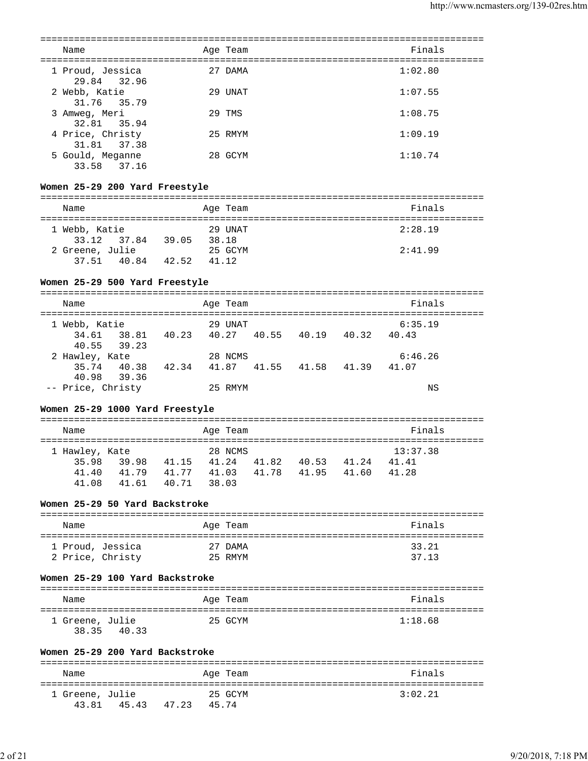| Name | Age | Team | Finals |
|---|---|---|---|
| 1 Proud, Jessica | 27 | DAMA | 1:02.80 |
| 29.84 32.96 | | | |
| 2 Webb, Katie | 29 | UNAT | 1:07.55 |
| 31.76 35.79 | | | |
| 3 Amweg, Meri | 29 | TMS | 1:08.75 |
| 32.81 35.94 | | | |
| 4 Price, Christy | 25 | RMYM | 1:09.19 |
| 31.81 37.38 | | | |
| 5 Gould, Meganne | 28 | GCYM | 1:10.74 |
| 33.58 37.16 | | | |

**Women 25-29 200 Yard Freestyle**

| Name | Age | Team | Finals |
|---|---|---|---|
| 1 Webb, Katie | 29 | UNAT | 2:28.19 |
| 33.12 37.84 39.05 38.18 | | | |
| 2 Greene, Julie | 25 | GCYM | 2:41.99 |
| 37.51 40.84 42.52 41.12 | | | |

**Women 25-29 500 Yard Freestyle**

| Name | Age | Team | Finals |
|---|---|---|---|
| 1 Webb, Katie | 29 | UNAT | 6:35.19 |
| 34.61 38.81 40.23 40.27 40.55 40.19 40.32 40.43 | | | |
| 40.55 39.23 | | | |
| 2 Hawley, Kate | 28 | NCMS | 6:46.26 |
| 35.74 40.38 42.34 41.87 41.55 41.58 41.39 41.07 | | | |
| 40.98 39.36 | | | |
| -- Price, Christy | 25 | RMYM | NS |

**Women 25-29 1000 Yard Freestyle**

| Name | Age | Team | Finals |
|---|---|---|---|
| 1 Hawley, Kate | 28 | NCMS | 13:37.38 |
| 35.98 39.98 41.15 41.24 41.82 40.53 41.24 41.41 | | | |
| 41.40 41.79 41.77 41.03 41.78 41.95 41.60 41.28 | | | |
| 41.08 41.61 40.71 38.03 | | | |

**Women 25-29 50 Yard Backstroke**

| Name | Age | Team | Finals |
|---|---|---|---|
| 1 Proud, Jessica | 27 | DAMA | 33.21 |
| 2 Price, Christy | 25 | RMYM | 37.13 |

**Women 25-29 100 Yard Backstroke**

| Name | Age | Team | Finals |
|---|---|---|---|
| 1 Greene, Julie | 25 | GCYM | 1:18.68 |
| 38.35 40.33 | | | |

**Women 25-29 200 Yard Backstroke**

| Name | Age | Team | Finals |
|---|---|---|---|
| 1 Greene, Julie | 25 | GCYM | 3:02.21 |
| 43.81 45.43 47.23 45.74 | | | |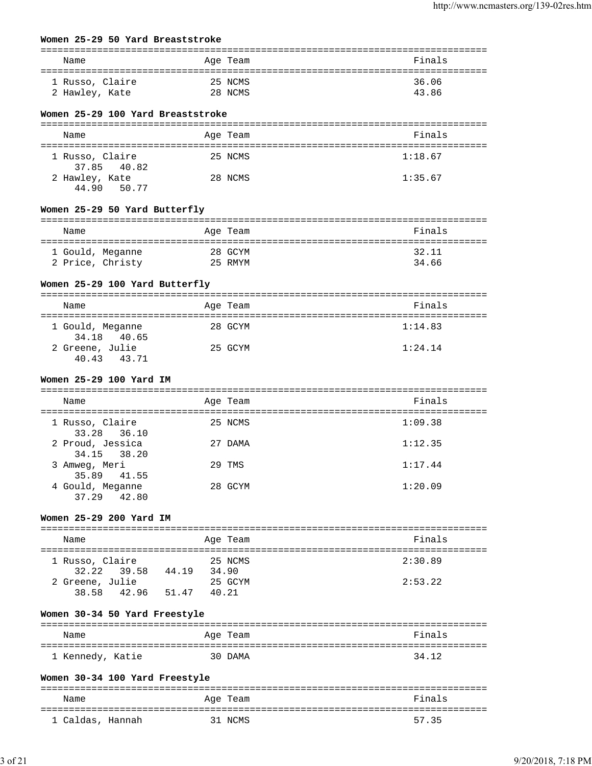**Women 25-29 50 Yard Breaststroke**

| Name | Age | Team | Finals |
|---|---|---|---|
| 1 Russo, Claire | 25 | NCMS | 36.06 |
| 2 Hawley, Kate | 28 | NCMS | 43.86 |

**Women 25-29 100 Yard Breaststroke**

| Name | Age | Team | Finals |
|---|---|---|---|
| 1 Russo, Claire | 25 | NCMS | 1:18.67 |
| 37.85 40.82 | | | |
| 2 Hawley, Kate | 28 | NCMS | 1:35.67 |
| 44.90 50.77 | | | |

**Women 25-29 50 Yard Butterfly**

| Name | Age | Team | Finals |
|---|---|---|---|
| 1 Gould, Meganne | 28 | GCYM | 32.11 |
| 2 Price, Christy | 25 | RMYM | 34.66 |

**Women 25-29 100 Yard Butterfly**

| Name | Age | Team | Finals |
|---|---|---|---|
| 1 Gould, Meganne | 28 | GCYM | 1:14.83 |
| 34.18 40.65 | | | |
| 2 Greene, Julie | 25 | GCYM | 1:24.14 |
| 40.43 43.71 | | | |

**Women 25-29 100 Yard IM**

| Name | Age | Team | Finals |
|---|---|---|---|
| 1 Russo, Claire | 25 | NCMS | 1:09.38 |
| 33.28 36.10 | | | |
| 2 Proud, Jessica | 27 | DAMA | 1:12.35 |
| 34.15 38.20 | | | |
| 3 Amweg, Meri | 29 | TMS | 1:17.44 |
| 35.89 41.55 | | | |
| 4 Gould, Meganne | 28 | GCYM | 1:20.09 |
| 37.29 42.80 | | | |

**Women 25-29 200 Yard IM**

| Name | Age | Team | Finals |
|---|---|---|---|
| 1 Russo, Claire | 25 | NCMS | 2:30.89 |
| 32.22 39.58 44.19 34.90 | | | |
| 2 Greene, Julie | 25 | GCYM | 2:53.22 |
| 38.58 42.96 51.47 40.21 | | | |

**Women 30-34 50 Yard Freestyle**

| Name | Age | Team | Finals |
|---|---|---|---|
| 1 Kennedy, Katie | 30 | DAMA | 34.12 |

**Women 30-34 100 Yard Freestyle**

| Name | Age | Team | Finals |
|---|---|---|---|
| 1 Caldas, Hannah | 31 | NCMS | 57.35 |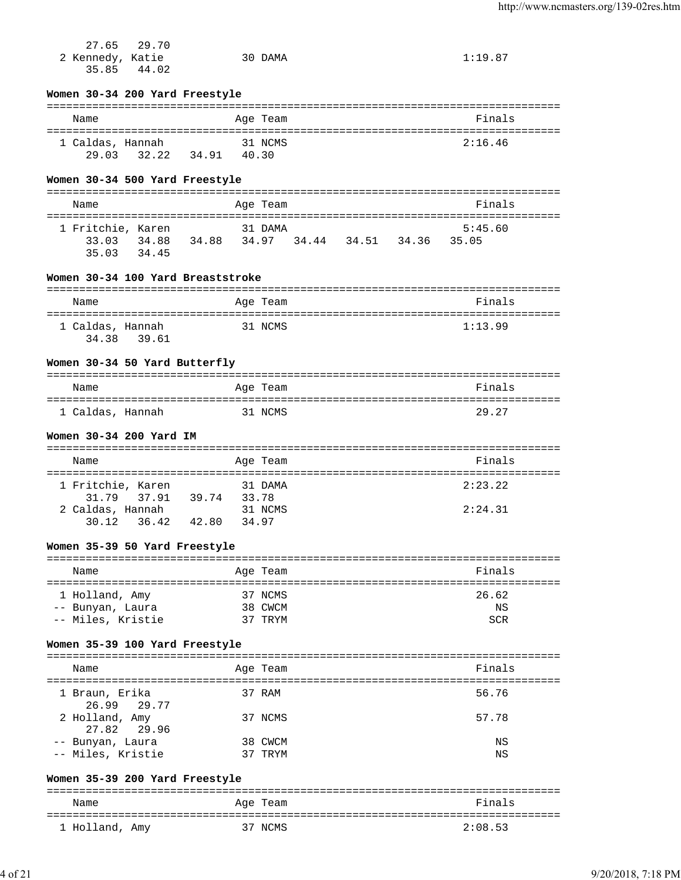| | | | |
|---|---|---|---|
| | | | |

27.65   29.70
2 Kennedy, Katie   30 DAMA   1:19.87
35.85   44.02

**Women 30-34 200 Yard Freestyle**

| Name | Age | Team | Finals |
|---|---|---|---|
| 1 Caldas, Hannah | 31 | NCMS | 2:16.46 |
| 29.03  32.22  34.91  40.30 | | | |

**Women 30-34 500 Yard Freestyle**

| Name | Age | Team | Finals |
|---|---|---|---|
| 1 Fritchie, Karen | 31 | DAMA | 5:45.60 |
| 33.03  34.88  34.88  34.97  34.44  34.51  34.36  35.05 | | | |
| 35.03  34.45 | | | |

**Women 30-34 100 Yard Breaststroke**

| Name | Age | Team | Finals |
|---|---|---|---|
| 1 Caldas, Hannah | 31 | NCMS | 1:13.99 |
| 34.38  39.61 | | | |

**Women 30-34 50 Yard Butterfly**

| Name | Age | Team | Finals |
|---|---|---|---|
| 1 Caldas, Hannah | 31 | NCMS | 29.27 |

**Women 30-34 200 Yard IM**

| Name | Age | Team | Finals |
|---|---|---|---|
| 1 Fritchie, Karen | 31 | DAMA | 2:23.22 |
| 31.79  37.91  39.74  33.78 | | | |
| 2 Caldas, Hannah | 31 | NCMS | 2:24.31 |
| 30.12  36.42  42.80  34.97 | | | |

**Women 35-39 50 Yard Freestyle**

| Name | Age | Team | Finals |
|---|---|---|---|
| 1 Holland, Amy | 37 | NCMS | 26.62 |
| -- Bunyan, Laura | 38 | CWCM | NS |
| -- Miles, Kristie | 37 | TRYM | SCR |

**Women 35-39 100 Yard Freestyle**

| Name | Age | Team | Finals |
|---|---|---|---|
| 1 Braun, Erika | 37 | RAM | 56.76 |
| 26.99  29.77 | | | |
| 2 Holland, Amy | 37 | NCMS | 57.78 |
| 27.82  29.96 | | | |
| -- Bunyan, Laura | 38 | CWCM | NS |
| -- Miles, Kristie | 37 | TRYM | NS |

**Women 35-39 200 Yard Freestyle**

| Name | Age | Team | Finals |
|---|---|---|---|
| 1 Holland, Amy | 37 | NCMS | 2:08.53 |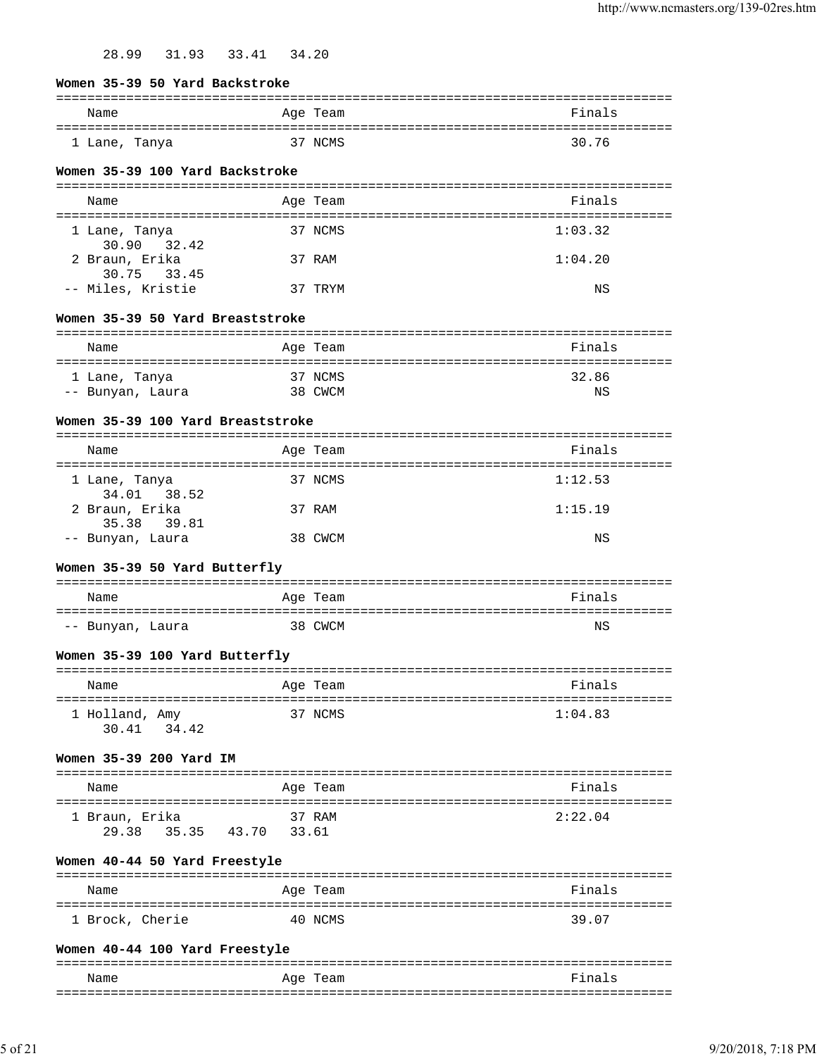28.99   31.93   33.41   34.20

**Women 35-39 50 Yard Backstroke**

| Place | Name | Age | Team | Finals |
|---|---|---|---|---|
| 1 | Lane, Tanya | 37 | NCMS | 30.76 |

**Women 35-39 100 Yard Backstroke**

| Place | Name | Age | Team | Finals |
|---|---|---|---|---|
| 1 | Lane, Tanya | 37 | NCMS | 1:03.32 |
| | 30.90   32.42 | | | |
| 2 | Braun, Erika | 37 | RAM | 1:04.20 |
| | 30.75   33.45 | | | |
| -- | Miles, Kristie | 37 | TRYM | NS |

**Women 35-39 50 Yard Breaststroke**

| Place | Name | Age | Team | Finals |
|---|---|---|---|---|
| 1 | Lane, Tanya | 37 | NCMS | 32.86 |
| -- | Bunyan, Laura | 38 | CWCM | NS |

**Women 35-39 100 Yard Breaststroke**

| Place | Name | Age | Team | Finals |
|---|---|---|---|---|
| 1 | Lane, Tanya | 37 | NCMS | 1:12.53 |
| | 34.01   38.52 | | | |
| 2 | Braun, Erika | 37 | RAM | 1:15.19 |
| | 35.38   39.81 | | | |
| -- | Bunyan, Laura | 38 | CWCM | NS |

**Women 35-39 50 Yard Butterfly**

| Place | Name | Age | Team | Finals |
|---|---|---|---|---|
| -- | Bunyan, Laura | 38 | CWCM | NS |

**Women 35-39 100 Yard Butterfly**

| Place | Name | Age | Team | Finals |
|---|---|---|---|---|
| 1 | Holland, Amy | 37 | NCMS | 1:04.83 |
| | 30.41   34.42 | | | |

**Women 35-39 200 Yard IM**

| Place | Name | Age | Team | Finals |
|---|---|---|---|---|
| 1 | Braun, Erika | 37 | RAM | 2:22.04 |
| | 29.38   35.35   43.70   33.61 | | | |

**Women 40-44 50 Yard Freestyle**

| Place | Name | Age | Team | Finals |
|---|---|---|---|---|
| 1 | Brock, Cherie | 40 | NCMS | 39.07 |

**Women 40-44 100 Yard Freestyle**

| Place | Name | Age | Team | Finals |
|---|---|---|---|---|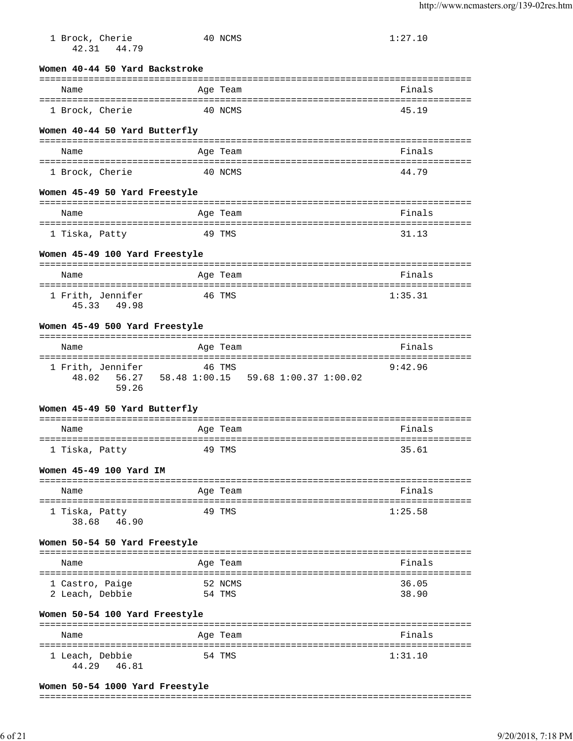| | Name | Age | Team | Finals |
|---|---|---|---|---|
| 1 | Brock, Cherie | 40 | NCMS | 1:27.10 |
| | 42.31 44.79 | | | |

### Women 40-44 50 Yard Backstroke

| | Name | Age | Team | Finals |
|---|---|---|---|---|
| 1 | Brock, Cherie | 40 | NCMS | 45.19 |

### Women 40-44 50 Yard Butterfly

| | Name | Age | Team | Finals |
|---|---|---|---|---|
| 1 | Brock, Cherie | 40 | NCMS | 44.79 |

### Women 45-49 50 Yard Freestyle

| | Name | Age | Team | Finals |
|---|---|---|---|---|
| 1 | Tiska, Patty | 49 | TMS | 31.13 |

### Women 45-49 100 Yard Freestyle

| | Name | Age | Team | Finals |
|---|---|---|---|---|
| 1 | Frith, Jennifer | 46 | TMS | 1:35.31 |
| | 45.33 49.98 | | | |

### Women 45-49 500 Yard Freestyle

| | Name | Age | Team | Finals |
|---|---|---|---|---|
| 1 | Frith, Jennifer | 46 | TMS | 9:42.96 |
| | 48.02 56.27 58.48 1:00.15 59.68 1:00.37 1:00.02 59.26 | | | |

### Women 45-49 50 Yard Butterfly

| | Name | Age | Team | Finals |
|---|---|---|---|---|
| 1 | Tiska, Patty | 49 | TMS | 35.61 |

### Women 45-49 100 Yard IM

| | Name | Age | Team | Finals |
|---|---|---|---|---|
| 1 | Tiska, Patty | 49 | TMS | 1:25.58 |
| | 38.68 46.90 | | | |

### Women 50-54 50 Yard Freestyle

| | Name | Age | Team | Finals |
|---|---|---|---|---|
| 1 | Castro, Paige | 52 | NCMS | 36.05 |
| 2 | Leach, Debbie | 54 | TMS | 38.90 |

### Women 50-54 100 Yard Freestyle

| | Name | Age | Team | Finals |
|---|---|---|---|---|
| 1 | Leach, Debbie | 54 | TMS | 1:31.10 |
| | 44.29 46.81 | | | |

### Women 50-54 1000 Yard Freestyle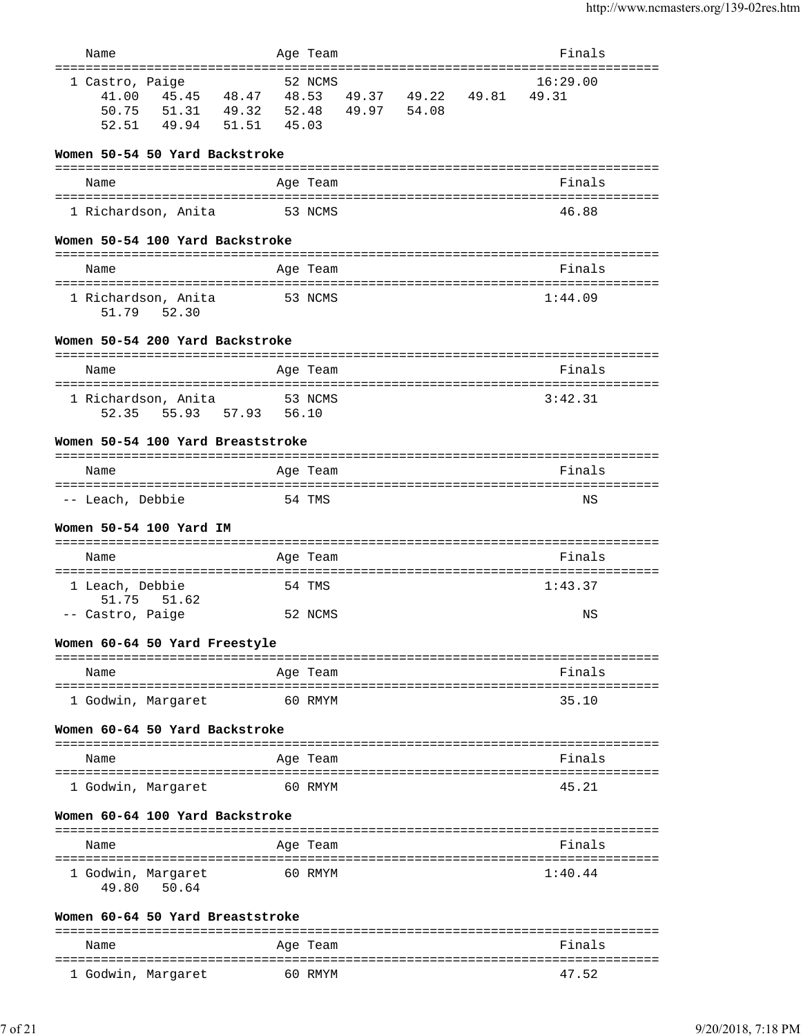| Name | Age | Team | Finals |
|---|---|---|---|
| 1 Castro, Paige | 52 | NCMS | 16:29.00 |
| 41.00 45.45 48.47 48.53 49.37 49.22 49.81 49.31 | | | |
| 50.75 51.31 49.32 52.48 49.97 54.08 | | | |
| 52.51 49.94 51.51 45.03 | | | |

**Women 50-54 50 Yard Backstroke**

| Name | Age | Team | Finals |
|---|---|---|---|
| 1 Richardson, Anita | 53 | NCMS | 46.88 |

**Women 50-54 100 Yard Backstroke**

| Name | Age | Team | Finals |
|---|---|---|---|
| 1 Richardson, Anita | 53 | NCMS | 1:44.09 |
| 51.79 52.30 | | | |

**Women 50-54 200 Yard Backstroke**

| Name | Age | Team | Finals |
|---|---|---|---|
| 1 Richardson, Anita | 53 | NCMS | 3:42.31 |
| 52.35 55.93 57.93 56.10 | | | |

**Women 50-54 100 Yard Breaststroke**

| Name | Age | Team | Finals |
|---|---|---|---|
| -- Leach, Debbie | 54 | TMS | NS |

**Women 50-54 100 Yard IM**

| Name | Age | Team | Finals |
|---|---|---|---|
| 1 Leach, Debbie | 54 | TMS | 1:43.37 |
| 51.75 51.62 | | | |
| -- Castro, Paige | 52 | NCMS | NS |

**Women 60-64 50 Yard Freestyle**

| Name | Age | Team | Finals |
|---|---|---|---|
| 1 Godwin, Margaret | 60 | RMYM | 35.10 |

**Women 60-64 50 Yard Backstroke**

| Name | Age | Team | Finals |
|---|---|---|---|
| 1 Godwin, Margaret | 60 | RMYM | 45.21 |

**Women 60-64 100 Yard Backstroke**

| Name | Age | Team | Finals |
|---|---|---|---|
| 1 Godwin, Margaret | 60 | RMYM | 1:40.44 |
| 49.80 50.64 | | | |

**Women 60-64 50 Yard Breaststroke**

| Name | Age | Team | Finals |
|---|---|---|---|
| 1 Godwin, Margaret | 60 | RMYM | 47.52 |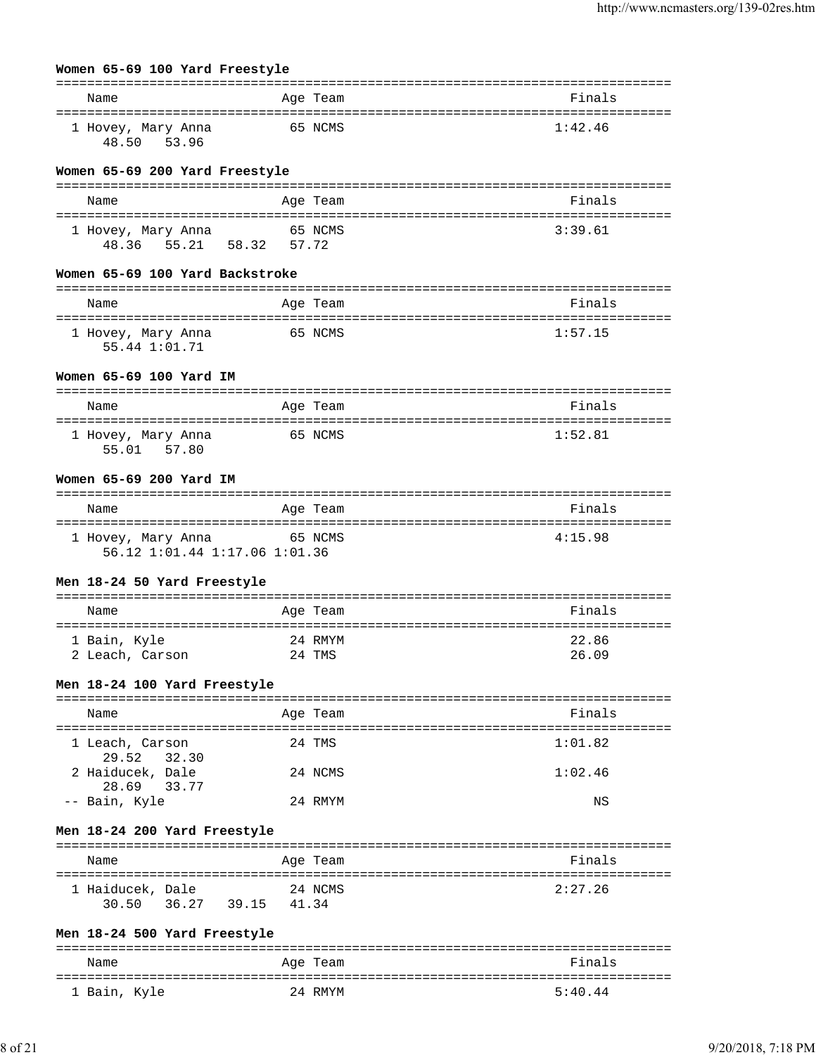### Women 65-69 100 Yard Freestyle

| Place | Name | Age | Team | Finals |
|---|---|---|---|---|
| 1 | Hovey, Mary Anna | 65 | NCMS | 1:42.46 |
| | 48.50 53.96 | | | |

### Women 65-69 200 Yard Freestyle

| Place | Name | Age | Team | Finals |
|---|---|---|---|---|
| 1 | Hovey, Mary Anna | 65 | NCMS | 3:39.61 |
| | 48.36 55.21 58.32 57.72 | | | |

### Women 65-69 100 Yard Backstroke

| Place | Name | Age | Team | Finals |
|---|---|---|---|---|
| 1 | Hovey, Mary Anna | 65 | NCMS | 1:57.15 |
| | 55.44 1:01.71 | | | |

### Women 65-69 100 Yard IM

| Place | Name | Age | Team | Finals |
|---|---|---|---|---|
| 1 | Hovey, Mary Anna | 65 | NCMS | 1:52.81 |
| | 55.01 57.80 | | | |

### Women 65-69 200 Yard IM

| Place | Name | Age | Team | Finals |
|---|---|---|---|---|
| 1 | Hovey, Mary Anna | 65 | NCMS | 4:15.98 |
| | 56.12 1:01.44 1:17.06 1:01.36 | | | |

### Men 18-24 50 Yard Freestyle

| Place | Name | Age | Team | Finals |
|---|---|---|---|---|
| 1 | Bain, Kyle | 24 | RMYM | 22.86 |
| 2 | Leach, Carson | 24 | TMS | 26.09 |

### Men 18-24 100 Yard Freestyle

| Place | Name | Age | Team | Finals |
|---|---|---|---|---|
| 1 | Leach, Carson | 24 | TMS | 1:01.82 |
| | 29.52 32.30 | | | |
| 2 | Haiducek, Dale | 24 | NCMS | 1:02.46 |
| | 28.69 33.77 | | | |
| -- | Bain, Kyle | 24 | RMYM | NS |

### Men 18-24 200 Yard Freestyle

| Place | Name | Age | Team | Finals |
|---|---|---|---|---|
| 1 | Haiducek, Dale | 24 | NCMS | 2:27.26 |
| | 30.50 36.27 39.15 41.34 | | | |

### Men 18-24 500 Yard Freestyle

| Place | Name | Age | Team | Finals |
|---|---|---|---|---|
| 1 | Bain, Kyle | 24 | RMYM | 5:40.44 |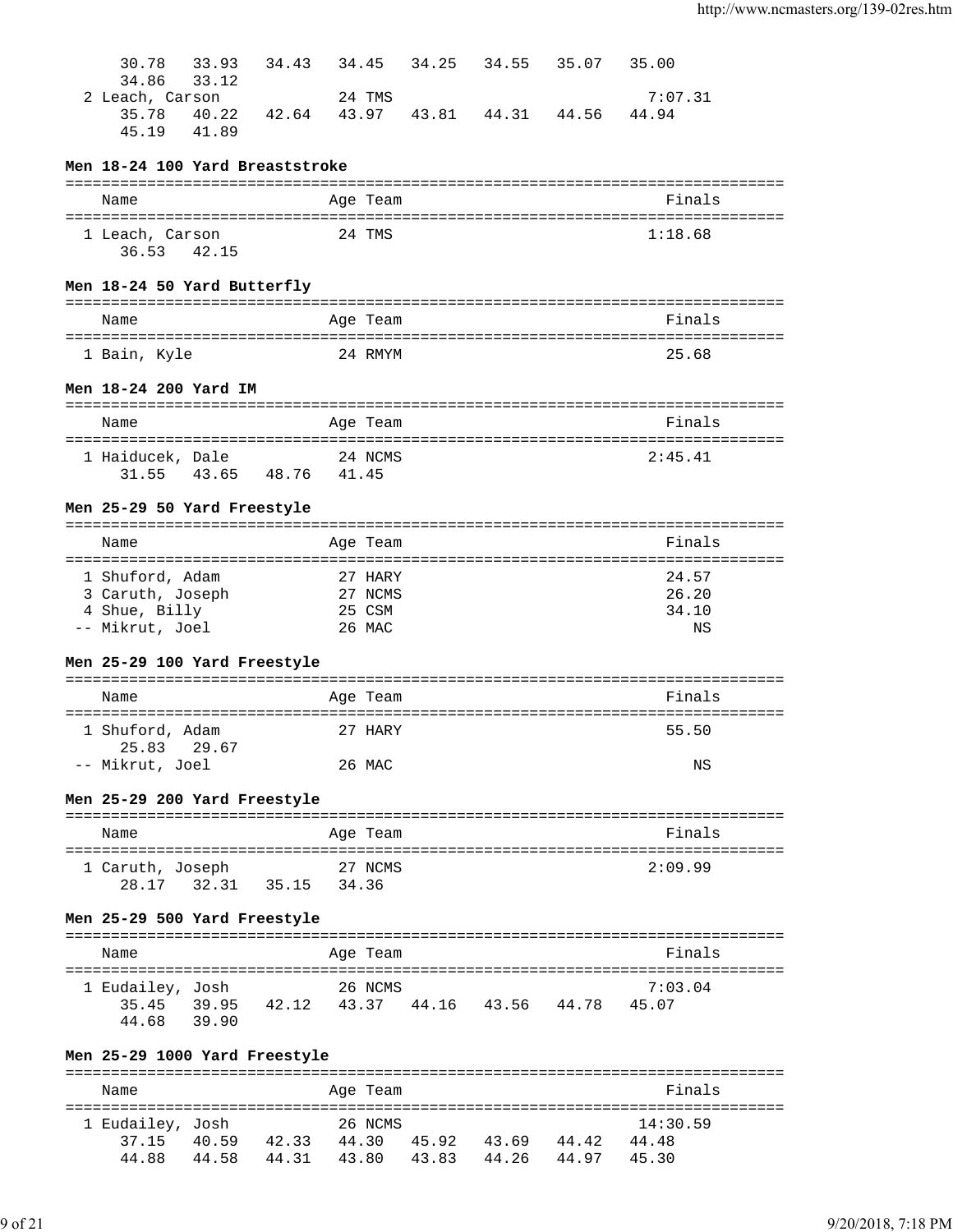30.78   33.93   34.43   34.45   34.25   34.55   35.07   35.00
34.86   33.12

| | Name | Age | Team | Finals |
|---|---|---|---|---|
| 2 | Leach, Carson | 24 | TMS | 7:07.31 |
| | 35.78 40.22 42.64 43.97 43.81 44.31 44.56 44.94 45.19 41.89 | | | |

### Men 18-24 100 Yard Breaststroke

| | Name | Age | Team | Finals |
|---|---|---|---|---|
| 1 | Leach, Carson | 24 | TMS | 1:18.68 |
| | 36.53 42.15 | | | |

### Men 18-24 50 Yard Butterfly

| | Name | Age | Team | Finals |
|---|---|---|---|---|
| 1 | Bain, Kyle | 24 | RMYM | 25.68 |

### Men 18-24 200 Yard IM

| | Name | Age | Team | Finals |
|---|---|---|---|---|
| 1 | Haiducek, Dale | 24 | NCMS | 2:45.41 |
| | 31.55 43.65 48.76 41.45 | | | |

### Men 25-29 50 Yard Freestyle

| | Name | Age | Team | Finals |
|---|---|---|---|---|
| 1 | Shuford, Adam | 27 | HARY | 24.57 |
| 3 | Caruth, Joseph | 27 | NCMS | 26.20 |
| 4 | Shue, Billy | 25 | CSM | 34.10 |
| -- | Mikrut, Joel | 26 | MAC | NS |

### Men 25-29 100 Yard Freestyle

| | Name | Age | Team | Finals |
|---|---|---|---|---|
| 1 | Shuford, Adam | 27 | HARY | 55.50 |
| | 25.83 29.67 | | | |
| -- | Mikrut, Joel | 26 | MAC | NS |

### Men 25-29 200 Yard Freestyle

| | Name | Age | Team | Finals |
|---|---|---|---|---|
| 1 | Caruth, Joseph | 27 | NCMS | 2:09.99 |
| | 28.17 32.31 35.15 34.36 | | | |

### Men 25-29 500 Yard Freestyle

| | Name | Age | Team | Finals |
|---|---|---|---|---|
| 1 | Eudailey, Josh | 26 | NCMS | 7:03.04 |
| | 35.45 39.95 42.12 43.37 44.16 43.56 44.78 45.07 44.68 39.90 | | | |

### Men 25-29 1000 Yard Freestyle

| | Name | Age | Team | Finals |
|---|---|---|---|---|
| 1 | Eudailey, Josh | 26 | NCMS | 14:30.59 |
| | 37.15 40.59 42.33 44.30 45.92 43.69 44.42 44.48 44.88 44.58 44.31 43.80 43.83 44.26 44.97 45.30 | | | |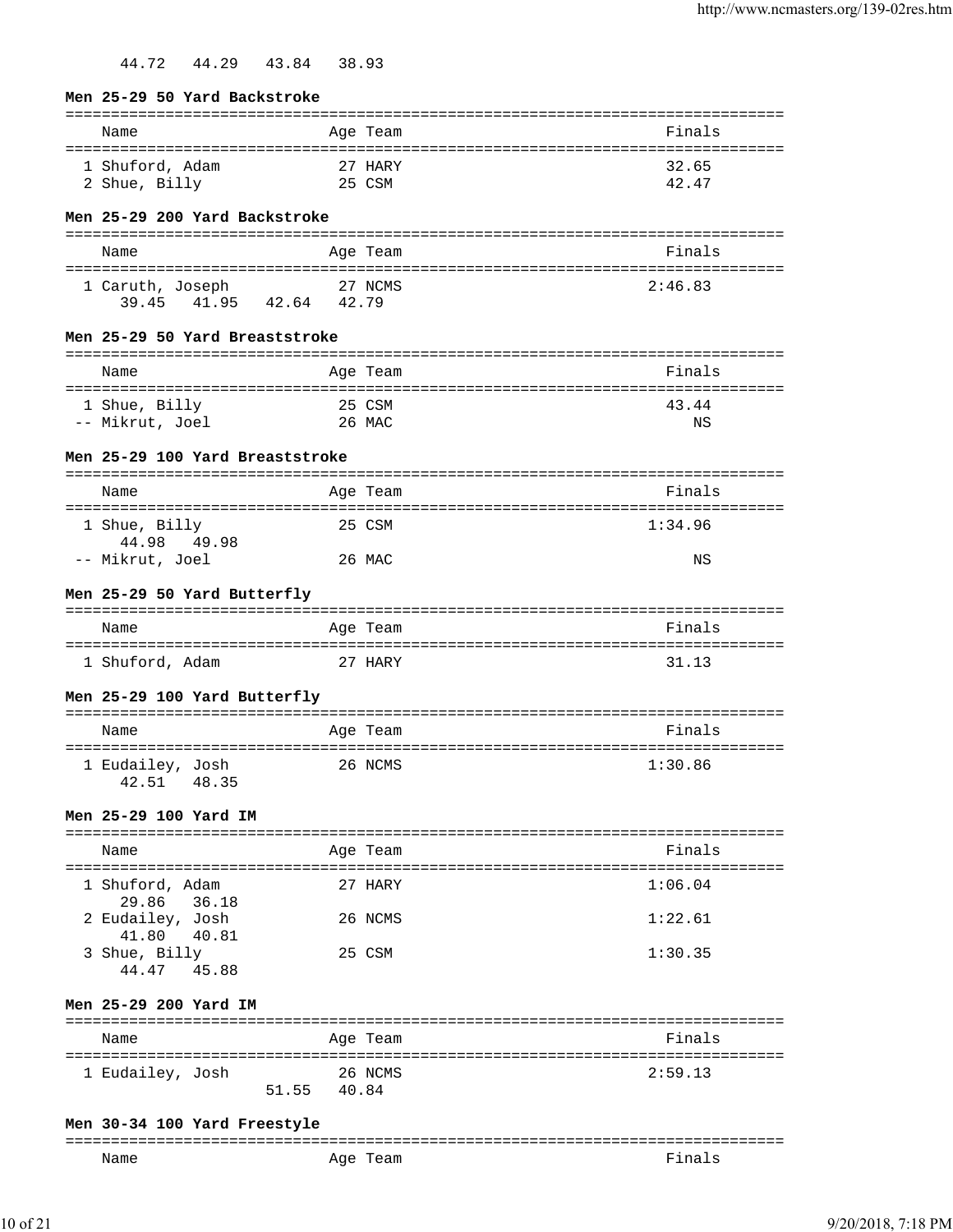44.72   44.29   43.84   38.93

### Men 25-29 50 Yard Backstroke

| Name | Age | Team | Finals |
|---|---|---|---|
| 1 Shuford, Adam | 27 | HARY | 32.65 |
| 2 Shue, Billy | 25 | CSM | 42.47 |

### Men 25-29 200 Yard Backstroke

| Name | Age | Team | Finals |
|---|---|---|---|
| 1 Caruth, Joseph | 27 | NCMS | 2:46.83 |
| 39.45   41.95   42.64   42.79 | | | |

### Men 25-29 50 Yard Breaststroke

| Name | Age | Team | Finals |
|---|---|---|---|
| 1 Shue, Billy | 25 | CSM | 43.44 |
| -- Mikrut, Joel | 26 | MAC | NS |

### Men 25-29 100 Yard Breaststroke

| Name | Age | Team | Finals |
|---|---|---|---|
| 1 Shue, Billy | 25 | CSM | 1:34.96 |
| 44.98   49.98 | | | |
| -- Mikrut, Joel | 26 | MAC | NS |

### Men 25-29 50 Yard Butterfly

| Name | Age | Team | Finals |
|---|---|---|---|
| 1 Shuford, Adam | 27 | HARY | 31.13 |

### Men 25-29 100 Yard Butterfly

| Name | Age | Team | Finals |
|---|---|---|---|
| 1 Eudailey, Josh | 26 | NCMS | 1:30.86 |
| 42.51   48.35 | | | |

### Men 25-29 100 Yard IM

| Name | Age | Team | Finals |
|---|---|---|---|
| 1 Shuford, Adam | 27 | HARY | 1:06.04 |
| 29.86   36.18 | | | |
| 2 Eudailey, Josh | 26 | NCMS | 1:22.61 |
| 41.80   40.81 | | | |
| 3 Shue, Billy | 25 | CSM | 1:30.35 |
| 44.47   45.88 | | | |

### Men 25-29 200 Yard IM

| Name | Age | Team | Finals |
|---|---|---|---|
| 1 Eudailey, Josh | 26 | NCMS | 2:59.13 |
| 51.55   40.84 | | | |

### Men 30-34 100 Yard Freestyle

| Name | Age | Team | Finals |
|---|---|---|---|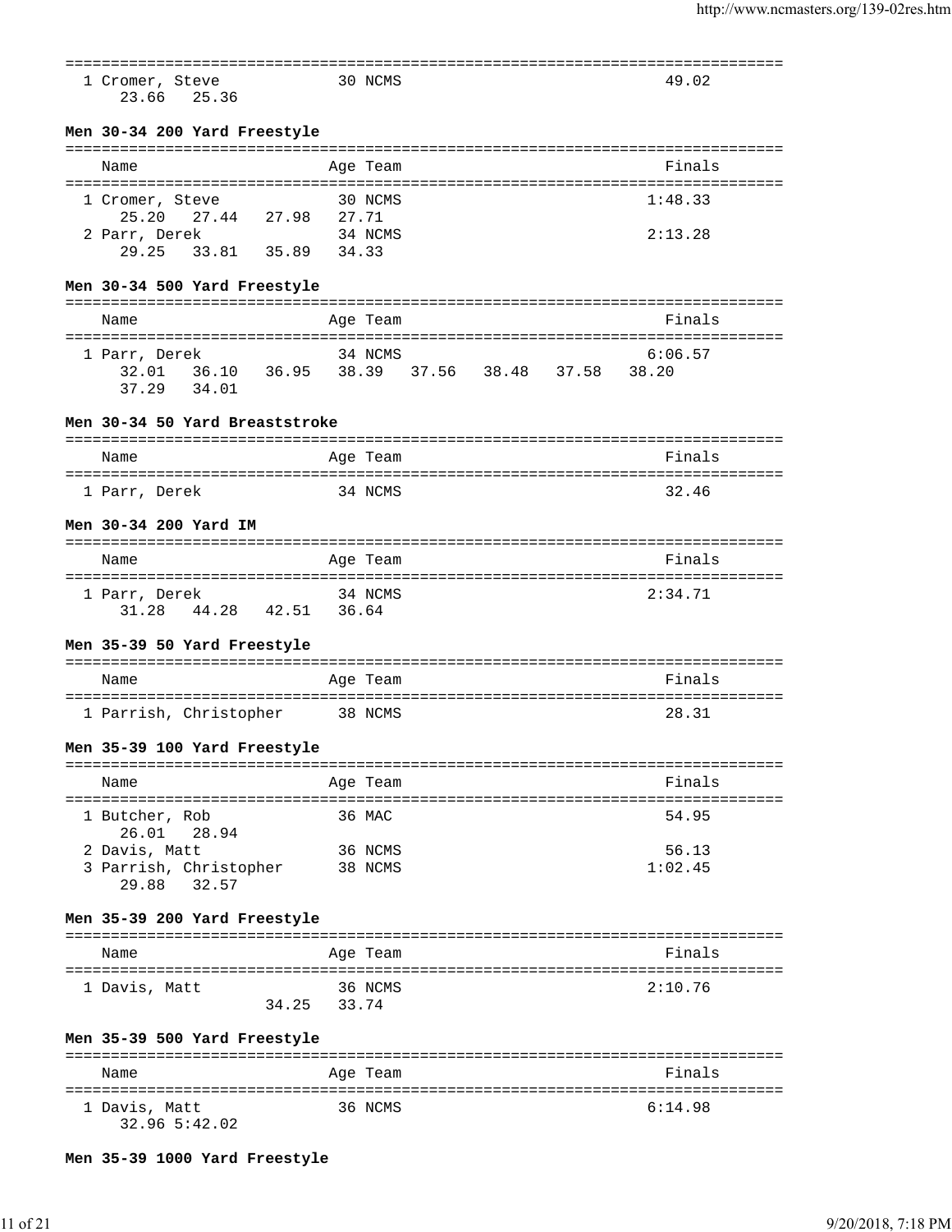| | | | |
|---|---|---|---|
| 1 Cromer, Steve | 30 | NCMS | 49.02 |
| 23.66 25.36 | | | |

### Men 30-34 200 Yard Freestyle

| Name | Age | Team | Finals |
|---|---|---|---|
| 1 Cromer, Steve | 30 | NCMS | 1:48.33 |
| 25.20 27.44 27.98 27.71 | | | |
| 2 Parr, Derek | 34 | NCMS | 2:13.28 |
| 29.25 33.81 35.89 34.33 | | | |

### Men 30-34 500 Yard Freestyle

| Name | Age | Team | Finals |
|---|---|---|---|
| 1 Parr, Derek | 34 | NCMS | 6:06.57 |
| 32.01 36.10 36.95 38.39 37.56 38.48 37.58 38.20 | | | |
| 37.29 34.01 | | | |

### Men 30-34 50 Yard Breaststroke

| Name | Age | Team | Finals |
|---|---|---|---|
| 1 Parr, Derek | 34 | NCMS | 32.46 |

### Men 30-34 200 Yard IM

| Name | Age | Team | Finals |
|---|---|---|---|
| 1 Parr, Derek | 34 | NCMS | 2:34.71 |
| 31.28 44.28 42.51 36.64 | | | |

### Men 35-39 50 Yard Freestyle

| Name | Age | Team | Finals |
|---|---|---|---|
| 1 Parrish, Christopher | 38 | NCMS | 28.31 |

### Men 35-39 100 Yard Freestyle

| Name | Age | Team | Finals |
|---|---|---|---|
| 1 Butcher, Rob | 36 | MAC | 54.95 |
| 26.01 28.94 | | | |
| 2 Davis, Matt | 36 | NCMS | 56.13 |
| 3 Parrish, Christopher | 38 | NCMS | 1:02.45 |
| 29.88 32.57 | | | |

### Men 35-39 200 Yard Freestyle

| Name | Age | Team | Finals |
|---|---|---|---|
| 1 Davis, Matt | 36 | NCMS | 2:10.76 |
| 34.25 33.74 | | | |

### Men 35-39 500 Yard Freestyle

| Name | Age | Team | Finals |
|---|---|---|---|
| 1 Davis, Matt | 36 | NCMS | 6:14.98 |
| 32.96 5:42.02 | | | |

### Men 35-39 1000 Yard Freestyle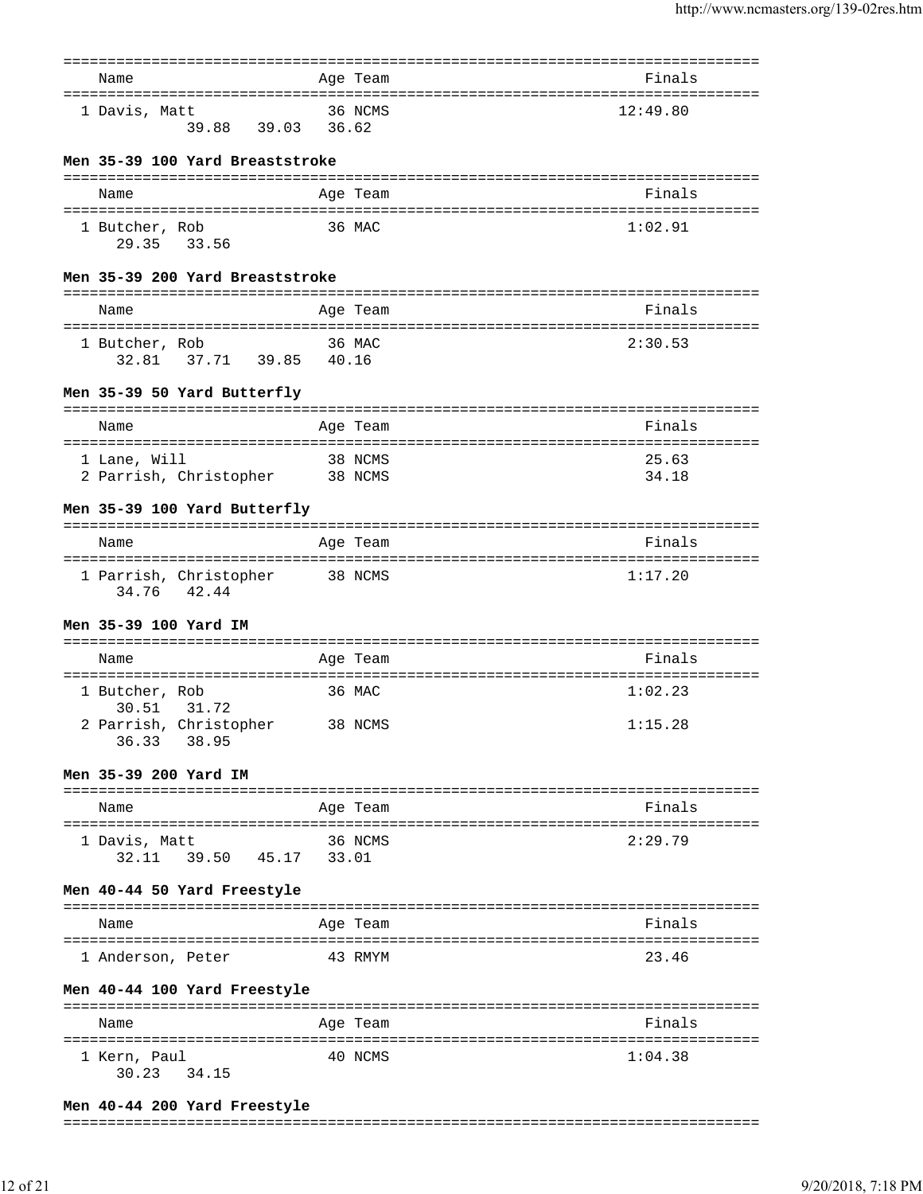| Name | Age | Team | Finals |
|---|---|---|---|
| 1 Davis, Matt | 36 | NCMS | 12:49.80 |
| 39.88 39.03 36.62 | | | |

### Men 35-39 100 Yard Breaststroke

| Name | Age | Team | Finals |
|---|---|---|---|
| 1 Butcher, Rob | 36 | MAC | 1:02.91 |
| 29.35 33.56 | | | |

### Men 35-39 200 Yard Breaststroke

| Name | Age | Team | Finals |
|---|---|---|---|
| 1 Butcher, Rob | 36 | MAC | 2:30.53 |
| 32.81 37.71 39.85 40.16 | | | |

### Men 35-39 50 Yard Butterfly

| Name | Age | Team | Finals |
|---|---|---|---|
| 1 Lane, Will | 38 | NCMS | 25.63 |
| 2 Parrish, Christopher | 38 | NCMS | 34.18 |

### Men 35-39 100 Yard Butterfly

| Name | Age | Team | Finals |
|---|---|---|---|
| 1 Parrish, Christopher | 38 | NCMS | 1:17.20 |
| 34.76 42.44 | | | |

### Men 35-39 100 Yard IM

| Name | Age | Team | Finals |
|---|---|---|---|
| 1 Butcher, Rob | 36 | MAC | 1:02.23 |
| 30.51 31.72 | | | |
| 2 Parrish, Christopher | 38 | NCMS | 1:15.28 |
| 36.33 38.95 | | | |

### Men 35-39 200 Yard IM

| Name | Age | Team | Finals |
|---|---|---|---|
| 1 Davis, Matt | 36 | NCMS | 2:29.79 |
| 32.11 39.50 45.17 33.01 | | | |

### Men 40-44 50 Yard Freestyle

| Name | Age | Team | Finals |
|---|---|---|---|
| 1 Anderson, Peter | 43 | RMYM | 23.46 |

### Men 40-44 100 Yard Freestyle

| Name | Age | Team | Finals |
|---|---|---|---|
| 1 Kern, Paul | 40 | NCMS | 1:04.38 |
| 30.23 34.15 | | | |

### Men 40-44 200 Yard Freestyle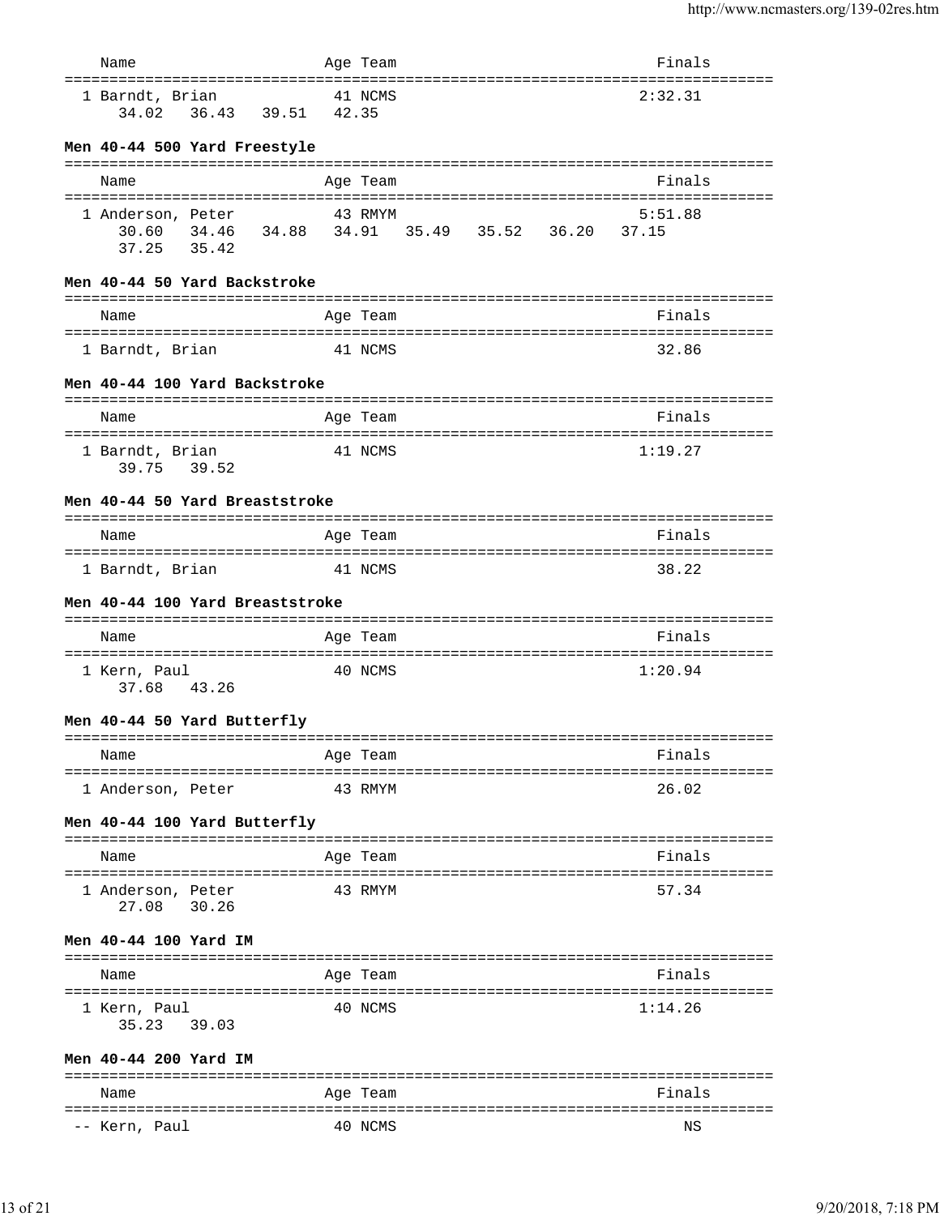| Name | Age | Team | Finals |
|---|---|---|---|
| 1 Barndt, Brian | 41 | NCMS | 2:32.31 |
| 34.02  36.43  39.51  42.35 | | | |

### Men 40-44 500 Yard Freestyle

| Name | Age | Team | Finals |
|---|---|---|---|
| 1 Anderson, Peter | 43 | RMYM | 5:51.88 |
| 30.60  34.46  34.88  34.91  35.49  35.52  36.20  37.15 | | | |
| 37.25  35.42 | | | |

### Men 40-44 50 Yard Backstroke

| Name | Age | Team | Finals |
|---|---|---|---|
| 1 Barndt, Brian | 41 | NCMS | 32.86 |

### Men 40-44 100 Yard Backstroke

| Name | Age | Team | Finals |
|---|---|---|---|
| 1 Barndt, Brian | 41 | NCMS | 1:19.27 |
| 39.75  39.52 | | | |

### Men 40-44 50 Yard Breaststroke

| Name | Age | Team | Finals |
|---|---|---|---|
| 1 Barndt, Brian | 41 | NCMS | 38.22 |

### Men 40-44 100 Yard Breaststroke

| Name | Age | Team | Finals |
|---|---|---|---|
| 1 Kern, Paul | 40 | NCMS | 1:20.94 |
| 37.68  43.26 | | | |

### Men 40-44 50 Yard Butterfly

| Name | Age | Team | Finals |
|---|---|---|---|
| 1 Anderson, Peter | 43 | RMYM | 26.02 |

### Men 40-44 100 Yard Butterfly

| Name | Age | Team | Finals |
|---|---|---|---|
| 1 Anderson, Peter | 43 | RMYM | 57.34 |
| 27.08  30.26 | | | |

### Men 40-44 100 Yard IM

| Name | Age | Team | Finals |
|---|---|---|---|
| 1 Kern, Paul | 40 | NCMS | 1:14.26 |
| 35.23  39.03 | | | |

### Men 40-44 200 Yard IM

| Name | Age | Team | Finals |
|---|---|---|---|
| -- Kern, Paul | 40 | NCMS | NS |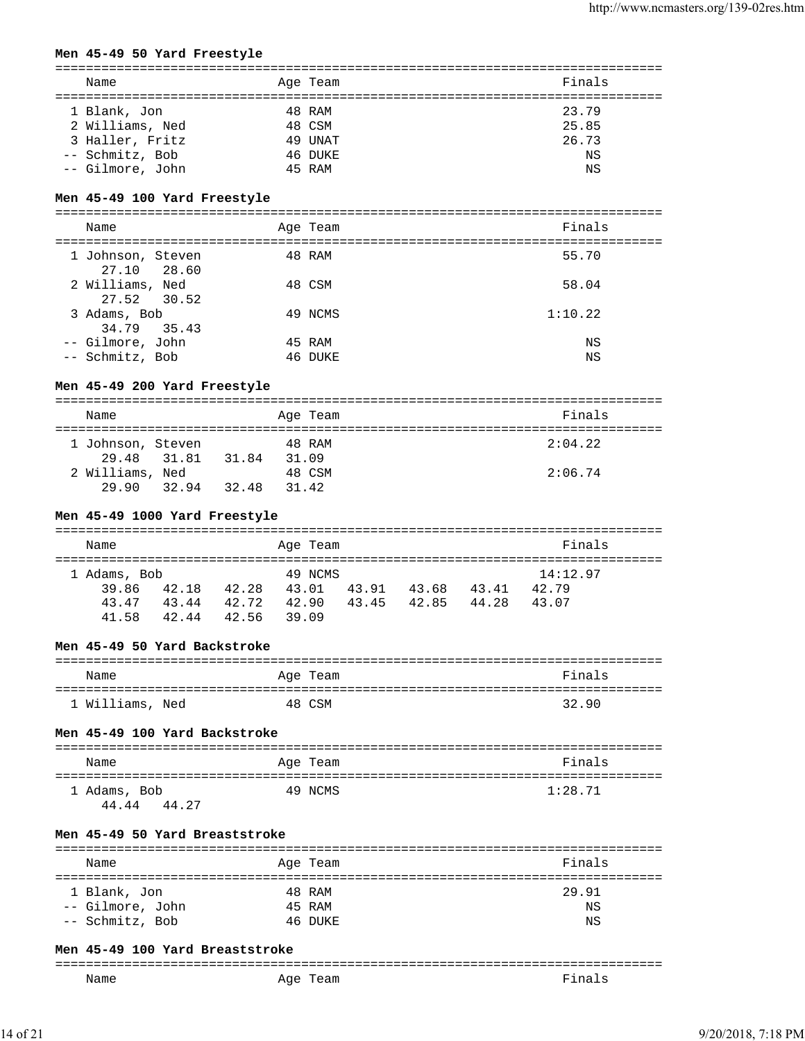### Men 45-49 50 Yard Freestyle

| | Name | Age | Team | Finals |
|---|---|---|---|---|
| 1 | Blank, Jon | 48 | RAM | 23.79 |
| 2 | Williams, Ned | 48 | CSM | 25.85 |
| 3 | Haller, Fritz | 49 | UNAT | 26.73 |
| -- | Schmitz, Bob | 46 | DUKE | NS |
| -- | Gilmore, John | 45 | RAM | NS |

### Men 45-49 100 Yard Freestyle

| | Name | Age | Team | Finals |
|---|---|---|---|---|
| 1 | Johnson, Steven | 48 | RAM | 55.70 |
| | 27.10 28.60 | | | |
| 2 | Williams, Ned | 48 | CSM | 58.04 |
| | 27.52 30.52 | | | |
| 3 | Adams, Bob | 49 | NCMS | 1:10.22 |
| | 34.79 35.43 | | | |
| -- | Gilmore, John | 45 | RAM | NS |
| -- | Schmitz, Bob | 46 | DUKE | NS |

### Men 45-49 200 Yard Freestyle

| | Name | Age | Team | Finals |
|---|---|---|---|---|
| 1 | Johnson, Steven | 48 | RAM | 2:04.22 |
| | 29.48 31.81 31.84 31.09 | | | |
| 2 | Williams, Ned | 48 | CSM | 2:06.74 |
| | 29.90 32.94 32.48 31.42 | | | |

### Men 45-49 1000 Yard Freestyle

| | Name | Age | Team | Finals |
|---|---|---|---|---|
| 1 | Adams, Bob | 49 | NCMS | 14:12.97 |
| | 39.86 42.18 42.28 43.01 43.91 43.68 43.41 42.79 | | | |
| | 43.47 43.44 42.72 42.90 43.45 42.85 44.28 43.07 | | | |
| | 41.58 42.44 42.56 39.09 | | | |

### Men 45-49 50 Yard Backstroke

| | Name | Age | Team | Finals |
|---|---|---|---|---|
| 1 | Williams, Ned | 48 | CSM | 32.90 |

### Men 45-49 100 Yard Backstroke

| | Name | Age | Team | Finals |
|---|---|---|---|---|
| 1 | Adams, Bob | 49 | NCMS | 1:28.71 |
| | 44.44 44.27 | | | |

### Men 45-49 50 Yard Breaststroke

| | Name | Age | Team | Finals |
|---|---|---|---|---|
| 1 | Blank, Jon | 48 | RAM | 29.91 |
| -- | Gilmore, John | 45 | RAM | NS |
| -- | Schmitz, Bob | 46 | DUKE | NS |

### Men 45-49 100 Yard Breaststroke

| | Name | Age | Team | Finals |
|---|---|---|---|---|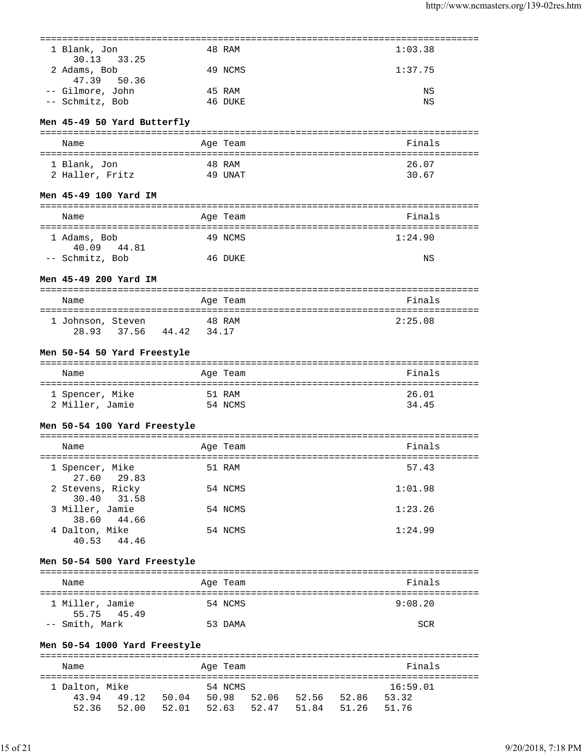```
===============================================================================
  1 Blank, Jon              48 RAM                              1:03.38
     30.13   33.25
  2 Adams, Bob              49 NCMS                             1:37.75
     47.39   50.36
 -- Gilmore, John           45 RAM                                   NS
 -- Schmitz, Bob            46 DUKE                                  NS
```

**Men 45-49 50 Yard Butterfly**

```
===============================================================================
    Name                    Age Team                             Finals
===============================================================================
  1 Blank, Jon              48 RAM                                26.07
  2 Haller, Fritz           49 UNAT                               30.67
```

**Men 45-49 100 Yard IM**

```
===============================================================================
    Name                    Age Team                             Finals
===============================================================================
  1 Adams, Bob              49 NCMS                             1:24.90
     40.09   44.81
 -- Schmitz, Bob            46 DUKE                                  NS
```

**Men 45-49 200 Yard IM**

```
===============================================================================
    Name                    Age Team                             Finals
===============================================================================
  1 Johnson, Steven         48 RAM                              2:25.08
     28.93   37.56   44.42   34.17
```

**Men 50-54 50 Yard Freestyle**

```
===============================================================================
    Name                    Age Team                             Finals
===============================================================================
  1 Spencer, Mike           51 RAM                                26.01
  2 Miller, Jamie           54 NCMS                               34.45
```

**Men 50-54 100 Yard Freestyle**

```
===============================================================================
    Name                    Age Team                             Finals
===============================================================================
  1 Spencer, Mike           51 RAM                                57.43
     27.60   29.83
  2 Stevens, Ricky          54 NCMS                             1:01.98
     30.40   31.58
  3 Miller, Jamie           54 NCMS                             1:23.26
     38.60   44.66
  4 Dalton, Mike            54 NCMS                             1:24.99
     40.53   44.46
```

**Men 50-54 500 Yard Freestyle**

```
===============================================================================
    Name                    Age Team                             Finals
===============================================================================
  1 Miller, Jamie           54 NCMS                             9:08.20
     55.75   45.49
 -- Smith, Mark             53 DAMA                                 SCR
```

**Men 50-54 1000 Yard Freestyle**

```
===============================================================================
    Name                    Age Team                             Finals
===============================================================================
  1 Dalton, Mike            54 NCMS                            16:59.01
     43.94   49.12   50.04   50.98   52.06   52.56   52.86   53.32
     52.36   52.00   52.01   52.63   52.47   51.84   51.26   51.76
```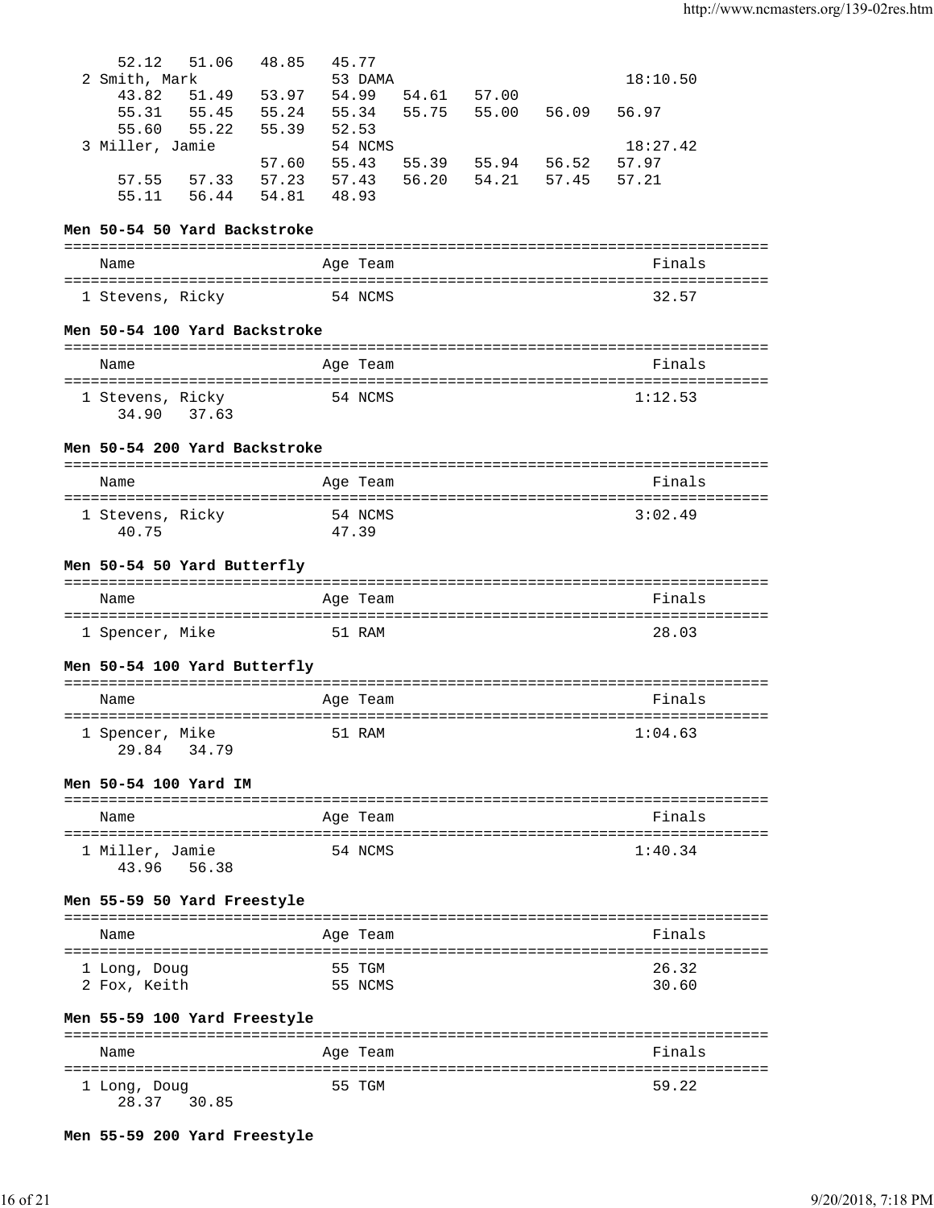```
     52.12   51.06   48.85   45.77
  2 Smith, Mark              53 DAMA                          18:10.50
     43.82   51.49   53.97   54.99   54.61   57.00
     55.31   55.45   55.24   55.34   55.75   55.00   56.09   56.97
     55.60   55.22   55.39   52.53
  3 Miller, Jamie            54 NCMS                          18:27.42
                     57.60   55.43   55.39   55.94   56.52   57.97
     57.55   57.33   57.23   57.43   56.20   54.21   57.45   57.21
     55.11   56.44   54.81   48.93
```

**Men 50-54 50 Yard Backstroke**

```
===============================================================================
    Name                    Age Team                                   Finals
===============================================================================
  1 Stevens, Ricky           54 NCMS                                    32.57
```

**Men 50-54 100 Yard Backstroke**

```
===============================================================================
    Name                    Age Team                                   Finals
===============================================================================
  1 Stevens, Ricky           54 NCMS                                  1:12.53
     34.90   37.63
```

**Men 50-54 200 Yard Backstroke**

```
===============================================================================
    Name                    Age Team                                   Finals
===============================================================================
  1 Stevens, Ricky           54 NCMS                                  3:02.49
     40.75                   47.39
```

**Men 50-54 50 Yard Butterfly**

```
===============================================================================
    Name                    Age Team                                   Finals
===============================================================================
  1 Spencer, Mike            51 RAM                                     28.03
```

**Men 50-54 100 Yard Butterfly**

```
===============================================================================
    Name                    Age Team                                   Finals
===============================================================================
  1 Spencer, Mike            51 RAM                                   1:04.63
     29.84   34.79
```

**Men 50-54 100 Yard IM**

```
===============================================================================
    Name                    Age Team                                   Finals
===============================================================================
  1 Miller, Jamie            54 NCMS                                  1:40.34
     43.96   56.38
```

**Men 55-59 50 Yard Freestyle**

```
===============================================================================
    Name                    Age Team                                   Finals
===============================================================================
  1 Long, Doug               55 TGM                                     26.32
  2 Fox, Keith               55 NCMS                                    30.60
```

**Men 55-59 100 Yard Freestyle**

```
===============================================================================
    Name                    Age Team                                   Finals
===============================================================================
  1 Long, Doug               55 TGM                                     59.22
     28.37   30.85
```

**Men 55-59 200 Yard Freestyle**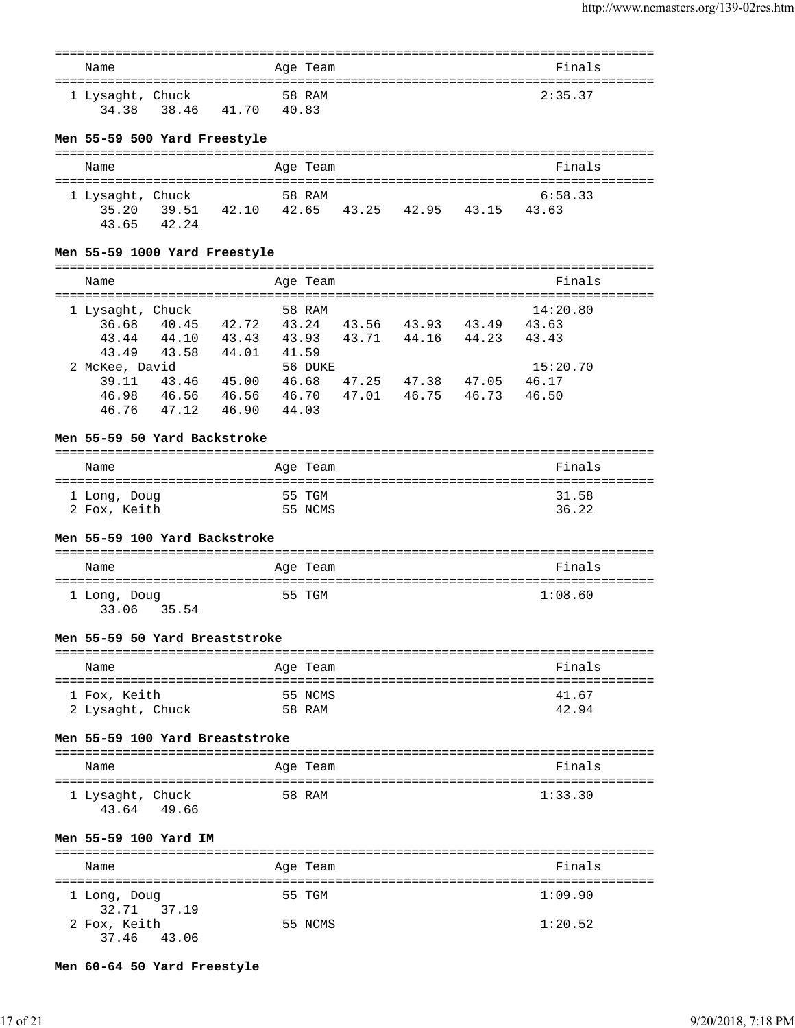| Name | Age | Team | Finals |
| --- | --- | --- | --- |
| 1 Lysaght, Chuck | 58 | RAM | 2:35.37 |
| 34.38  38.46  41.70  40.83 | | | |

### Men 55-59 500 Yard Freestyle

| Name | Age | Team | Finals |
| --- | --- | --- | --- |
| 1 Lysaght, Chuck | 58 | RAM | 6:58.33 |
| 35.20  39.51  42.10  42.65  43.25  42.95  43.15  43.63 | | | |
| 43.65  42.24 | | | |

### Men 55-59 1000 Yard Freestyle

| Name | Age | Team | Finals |
| --- | --- | --- | --- |
| 1 Lysaght, Chuck | 58 | RAM | 14:20.80 |
| 36.68  40.45  42.72  43.24  43.56  43.93  43.49  43.63 | | | |
| 43.44  44.10  43.43  43.93  43.71  44.16  44.23  43.43 | | | |
| 43.49  43.58  44.01  41.59 | | | |
| 2 McKee, David | 56 | DUKE | 15:20.70 |
| 39.11  43.46  45.00  46.68  47.25  47.38  47.05  46.17 | | | |
| 46.98  46.56  46.56  46.70  47.01  46.75  46.73  46.50 | | | |
| 46.76  47.12  46.90  44.03 | | | |

### Men 55-59 50 Yard Backstroke

| Name | Age | Team | Finals |
| --- | --- | --- | --- |
| 1 Long, Doug | 55 | TGM | 31.58 |
| 2 Fox, Keith | 55 | NCMS | 36.22 |

### Men 55-59 100 Yard Backstroke

| Name | Age | Team | Finals |
| --- | --- | --- | --- |
| 1 Long, Doug | 55 | TGM | 1:08.60 |
| 33.06  35.54 | | | |

### Men 55-59 50 Yard Breaststroke

| Name | Age | Team | Finals |
| --- | --- | --- | --- |
| 1 Fox, Keith | 55 | NCMS | 41.67 |
| 2 Lysaght, Chuck | 58 | RAM | 42.94 |

### Men 55-59 100 Yard Breaststroke

| Name | Age | Team | Finals |
| --- | --- | --- | --- |
| 1 Lysaght, Chuck | 58 | RAM | 1:33.30 |
| 43.64  49.66 | | | |

### Men 55-59 100 Yard IM

| Name | Age | Team | Finals |
| --- | --- | --- | --- |
| 1 Long, Doug | 55 | TGM | 1:09.90 |
| 32.71  37.19 | | | |
| 2 Fox, Keith | 55 | NCMS | 1:20.52 |
| 37.46  43.06 | | | |

### Men 60-64 50 Yard Freestyle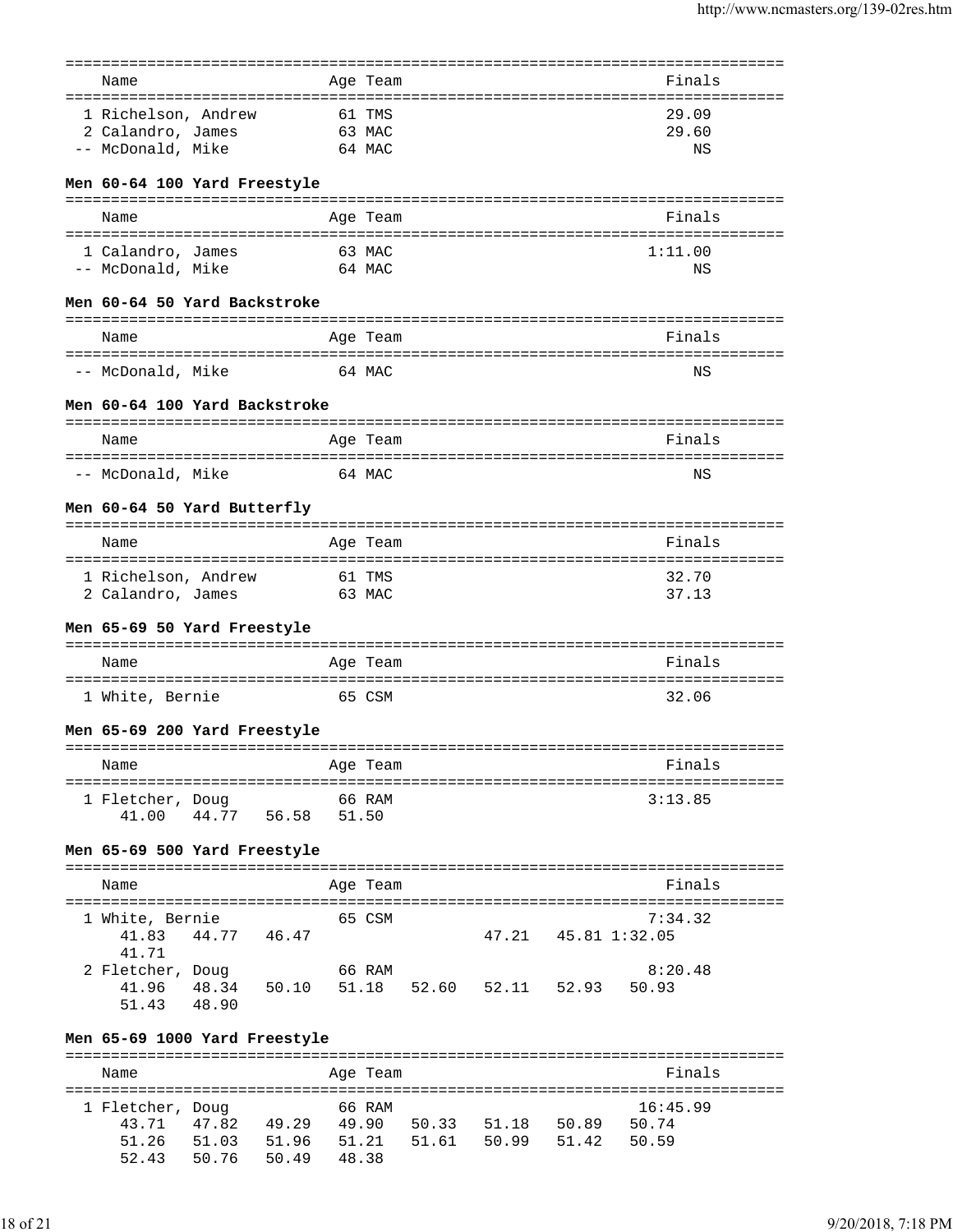| | Name | Age | Team | Finals |
|---|---|---|---|---|
| 1 | Richelson, Andrew | 61 | TMS | 29.09 |
| 2 | Calandro, James | 63 | MAC | 29.60 |
| -- | McDonald, Mike | 64 | MAC | NS |

**Men 60-64 100 Yard Freestyle**

| | Name | Age | Team | Finals |
|---|---|---|---|---|
| 1 | Calandro, James | 63 | MAC | 1:11.00 |
| -- | McDonald, Mike | 64 | MAC | NS |

**Men 60-64 50 Yard Backstroke**

| | Name | Age | Team | Finals |
|---|---|---|---|---|
| -- | McDonald, Mike | 64 | MAC | NS |

**Men 60-64 100 Yard Backstroke**

| | Name | Age | Team | Finals |
|---|---|---|---|---|
| -- | McDonald, Mike | 64 | MAC | NS |

**Men 60-64 50 Yard Butterfly**

| | Name | Age | Team | Finals |
|---|---|---|---|---|
| 1 | Richelson, Andrew | 61 | TMS | 32.70 |
| 2 | Calandro, James | 63 | MAC | 37.13 |

**Men 65-69 50 Yard Freestyle**

| | Name | Age | Team | Finals |
|---|---|---|---|---|
| 1 | White, Bernie | 65 | CSM | 32.06 |

**Men 65-69 200 Yard Freestyle**

| | Name | Age | Team | Finals |
|---|---|---|---|---|
| 1 | Fletcher, Doug | 66 | RAM | 3:13.85 |

Splits: 41.00 44.77 56.58 51.50

**Men 65-69 500 Yard Freestyle**

| | Name | Age | Team | Finals |
|---|---|---|---|---|
| 1 | White, Bernie | 65 | CSM | 7:34.32 |
| 2 | Fletcher, Doug | 66 | RAM | 8:20.48 |

White, Bernie splits: 41.83 44.77 46.47 47.21 45.81 1:32.05 41.71

Fletcher, Doug splits: 41.96 48.34 50.10 51.18 52.60 52.11 52.93 50.93 51.43 48.90

**Men 65-69 1000 Yard Freestyle**

| | Name | Age | Team | Finals |
|---|---|---|---|---|
| 1 | Fletcher, Doug | 66 | RAM | 16:45.99 |

Splits: 43.71 47.82 49.29 49.90 50.33 51.18 50.89 50.74 51.26 51.03 51.96 51.21 51.61 50.99 51.42 50.59 52.43 50.76 50.49 48.38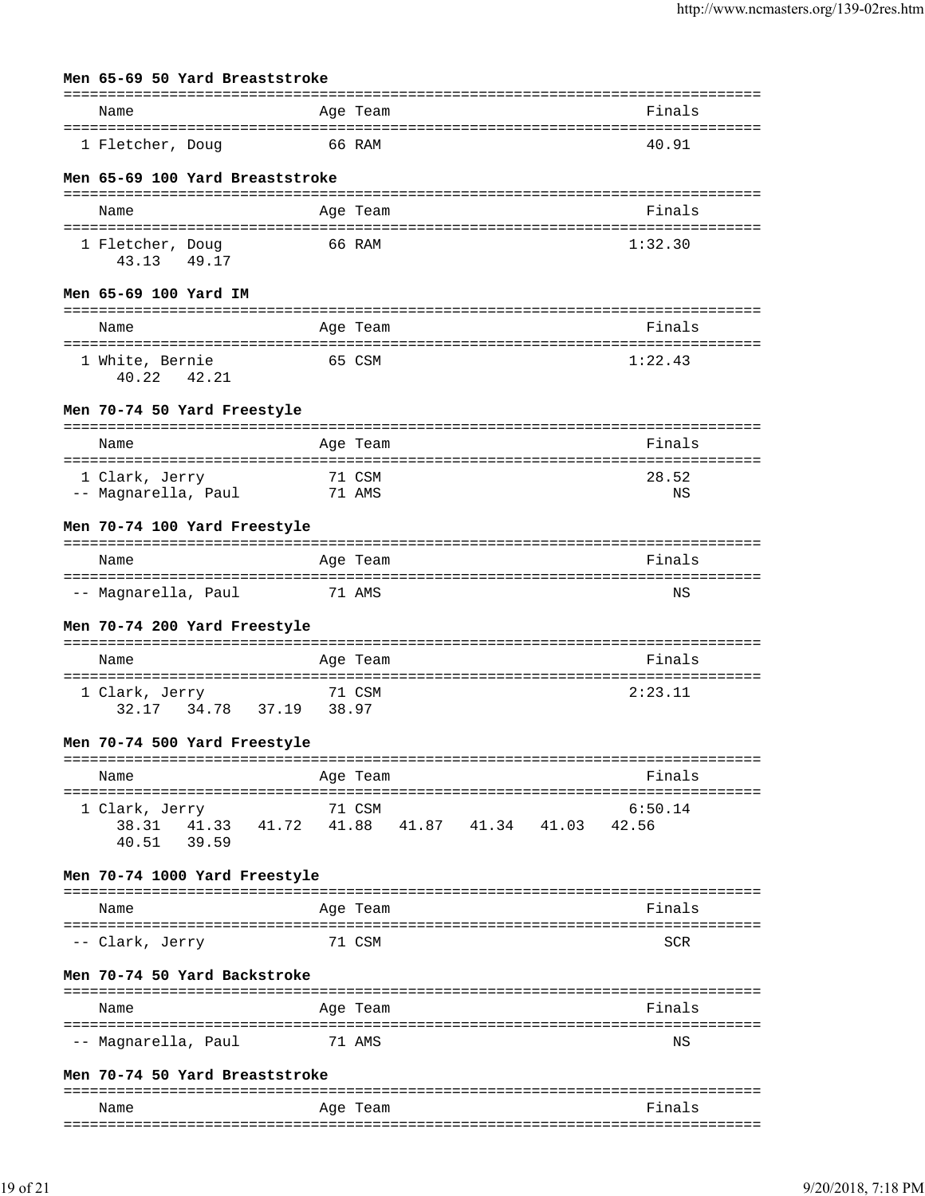**Men 65-69 50 Yard Breaststroke**

| | Name | Age | Team | Finals |
|---|---|---|---|---|
| 1 | Fletcher, Doug | 66 | RAM | 40.91 |

**Men 65-69 100 Yard Breaststroke**

| | Name | Age | Team | Finals |
|---|---|---|---|---|
| 1 | Fletcher, Doug | 66 | RAM | 1:32.30 |
| | 43.13   49.17 | | | |

**Men 65-69 100 Yard IM**

| | Name | Age | Team | Finals |
|---|---|---|---|---|
| 1 | White, Bernie | 65 | CSM | 1:22.43 |
| | 40.22   42.21 | | | |

**Men 70-74 50 Yard Freestyle**

| | Name | Age | Team | Finals |
|---|---|---|---|---|
| 1 | Clark, Jerry | 71 | CSM | 28.52 |
| -- | Magnarella, Paul | 71 | AMS | NS |

**Men 70-74 100 Yard Freestyle**

| | Name | Age | Team | Finals |
|---|---|---|---|---|
| -- | Magnarella, Paul | 71 | AMS | NS |

**Men 70-74 200 Yard Freestyle**

| | Name | Age | Team | Finals |
|---|---|---|---|---|
| 1 | Clark, Jerry | 71 | CSM | 2:23.11 |
| | 32.17   34.78   37.19   38.97 | | | |

**Men 70-74 500 Yard Freestyle**

| | Name | Age | Team | Finals |
|---|---|---|---|---|
| 1 | Clark, Jerry | 71 | CSM | 6:50.14 |
| | 38.31   41.33   41.72   41.88   41.87   41.34   41.03   42.56   40.51   39.59 | | | |

**Men 70-74 1000 Yard Freestyle**

| | Name | Age | Team | Finals |
|---|---|---|---|---|
| -- | Clark, Jerry | 71 | CSM | SCR |

**Men 70-74 50 Yard Backstroke**

| | Name | Age | Team | Finals |
|---|---|---|---|---|
| -- | Magnarella, Paul | 71 | AMS | NS |

**Men 70-74 50 Yard Breaststroke**

| | Name | Age | Team | Finals |
|---|---|---|---|---|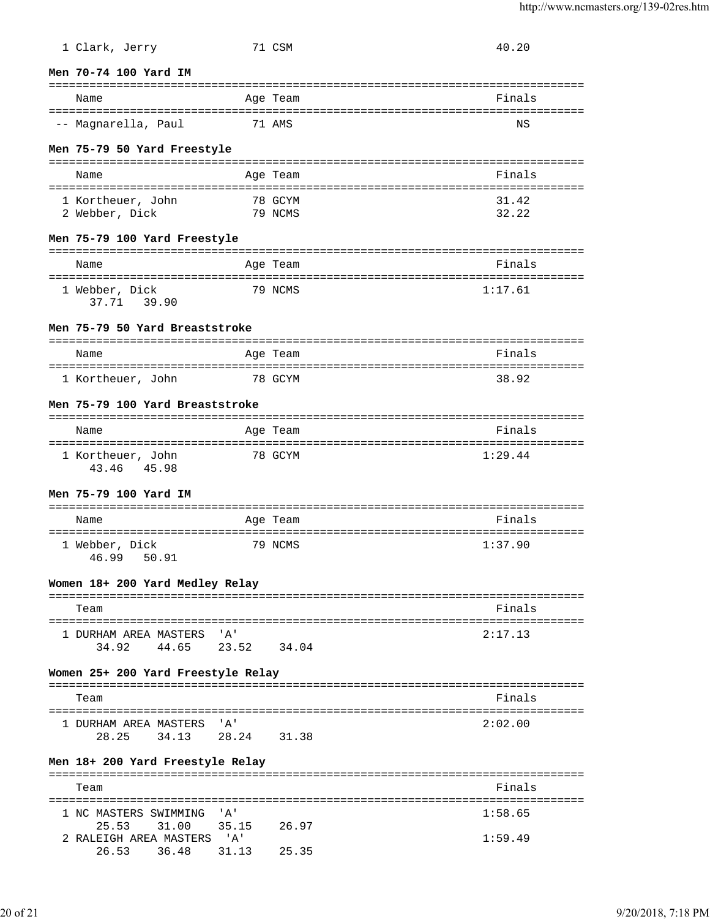1 Clark, Jerry 71 CSM 40.20

**Men 70-74 100 Yard IM**

| | Name | Age | Team | Finals |
|---|---|---|---|---|
| -- | Magnarella, Paul | 71 | AMS | NS |

**Men 75-79 50 Yard Freestyle**

| | Name | Age | Team | Finals |
|---|---|---|---|---|
| 1 | Kortheuer, John | 78 | GCYM | 31.42 |
| 2 | Webber, Dick | 79 | NCMS | 32.22 |

**Men 75-79 100 Yard Freestyle**

| | Name | Age | Team | Finals |
|---|---|---|---|---|
| 1 | Webber, Dick | 79 | NCMS | 1:17.61 |
| | 37.71 39.90 | | | |

**Men 75-79 50 Yard Breaststroke**

| | Name | Age | Team | Finals |
|---|---|---|---|---|
| 1 | Kortheuer, John | 78 | GCYM | 38.92 |

**Men 75-79 100 Yard Breaststroke**

| | Name | Age | Team | Finals |
|---|---|---|---|---|
| 1 | Kortheuer, John | 78 | GCYM | 1:29.44 |
| | 43.46 45.98 | | | |

**Men 75-79 100 Yard IM**

| | Name | Age | Team | Finals |
|---|---|---|---|---|
| 1 | Webber, Dick | 79 | NCMS | 1:37.90 |
| | 46.99 50.91 | | | |

**Women 18+ 200 Yard Medley Relay**

| | Team | Finals |
|---|---|---|
| 1 | DURHAM AREA MASTERS 'A' | 2:17.13 |
| | 34.92 44.65 23.52 34.04 | |

**Women 25+ 200 Yard Freestyle Relay**

| | Team | Finals |
|---|---|---|
| 1 | DURHAM AREA MASTERS 'A' | 2:02.00 |
| | 28.25 34.13 28.24 31.38 | |

**Men 18+ 200 Yard Freestyle Relay**

| | Team | Finals |
|---|---|---|
| 1 | NC MASTERS SWIMMING 'A' | 1:58.65 |
| | 25.53 31.00 35.15 26.97 | |
| 2 | RALEIGH AREA MASTERS 'A' | 1:59.49 |
| | 26.53 36.48 31.13 25.35 | |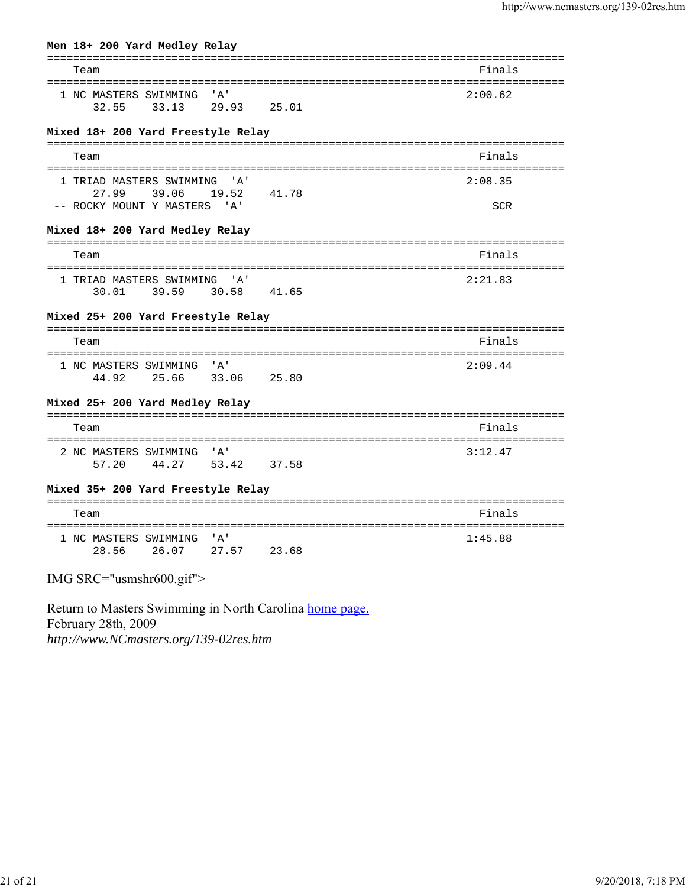**Men 18+ 200 Yard Medley Relay**

```
===============================================================================
    Team                                                              Finals
===============================================================================
  1 NC MASTERS SWIMMING  'A'                                        2:00.62
       32.55    33.13    29.93    25.01
```

**Mixed 18+ 200 Yard Freestyle Relay**

```
===============================================================================
    Team                                                              Finals
===============================================================================
  1 TRIAD MASTERS SWIMMING  'A'                                     2:08.35
       27.99    39.06    19.52    41.78
 -- ROCKY MOUNT Y MASTERS  'A'                                          SCR
```

**Mixed 18+ 200 Yard Medley Relay**

```
===============================================================================
    Team                                                              Finals
===============================================================================
  1 TRIAD MASTERS SWIMMING  'A'                                     2:21.83
       30.01    39.59    30.58    41.65
```

**Mixed 25+ 200 Yard Freestyle Relay**

```
===============================================================================
    Team                                                              Finals
===============================================================================
  1 NC MASTERS SWIMMING  'A'                                        2:09.44
       44.92    25.66    33.06    25.80
```

**Mixed 25+ 200 Yard Medley Relay**

```
===============================================================================
    Team                                                              Finals
===============================================================================
  2 NC MASTERS SWIMMING  'A'                                        3:12.47
       57.20    44.27    53.42    37.58
```

**Mixed 35+ 200 Yard Freestyle Relay**

```
===============================================================================
    Team                                                              Finals
===============================================================================
  1 NC MASTERS SWIMMING  'A'                                        1:45.88
       28.56    26.07    27.57    23.68
```

IMG SRC="usmshr600.gif">

Return to Masters Swimming in North Carolina home page.
February 28th, 2009
*http://www.NCmasters.org/139-02res.htm*